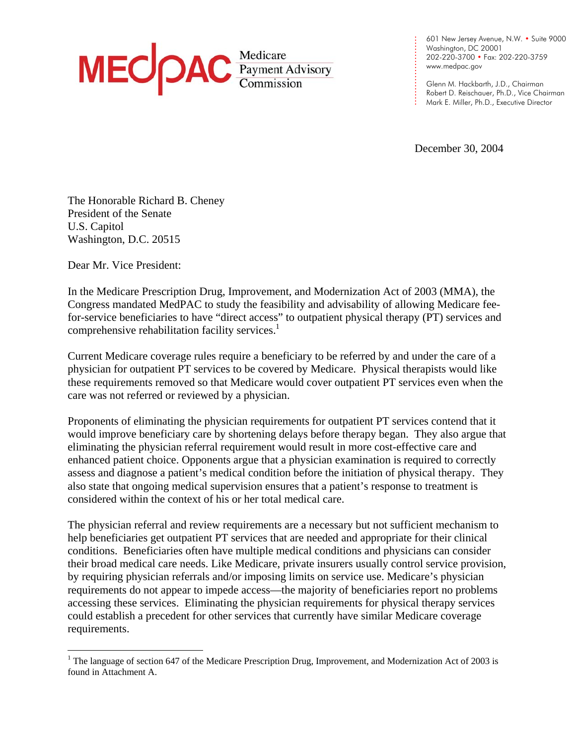MEDPAC Medicare Payment Advisory Commission

601 New Jersey Avenue, N.W. • Suite 9000
Washington, DC 20001
202-220-3700 • Fax: 202-220-3759
www.medpac.gov

Glenn M. Hackbarth, J.D., Chairman
Robert D. Reischauer, Ph.D., Vice Chairman
Mark E. Miller, Ph.D., Executive Director

December 30, 2004

The Honorable Richard B. Cheney
President of the Senate
U.S. Capitol
Washington, D.C. 20515

Dear Mr. Vice President:

In the Medicare Prescription Drug, Improvement, and Modernization Act of 2003 (MMA), the Congress mandated MedPAC to study the feasibility and advisability of allowing Medicare fee-for-service beneficiaries to have "direct access" to outpatient physical therapy (PT) services and comprehensive rehabilitation facility services.[1]

Current Medicare coverage rules require a beneficiary to be referred by and under the care of a physician for outpatient PT services to be covered by Medicare. Physical therapists would like these requirements removed so that Medicare would cover outpatient PT services even when the care was not referred or reviewed by a physician.

Proponents of eliminating the physician requirements for outpatient PT services contend that it would improve beneficiary care by shortening delays before therapy began. They also argue that eliminating the physician referral requirement would result in more cost-effective care and enhanced patient choice. Opponents argue that a physician examination is required to correctly assess and diagnose a patient's medical condition before the initiation of physical therapy. They also state that ongoing medical supervision ensures that a patient's response to treatment is considered within the context of his or her total medical care.

The physician referral and review requirements are a necessary but not sufficient mechanism to help beneficiaries get outpatient PT services that are needed and appropriate for their clinical conditions. Beneficiaries often have multiple medical conditions and physicians can consider their broad medical care needs. Like Medicare, private insurers usually control service provision, by requiring physician referrals and/or imposing limits on service use. Medicare's physician requirements do not appear to impede access—the majority of beneficiaries report no problems accessing these services. Eliminating the physician requirements for physical therapy services could establish a precedent for other services that currently have similar Medicare coverage requirements.

[1] The language of section 647 of the Medicare Prescription Drug, Improvement, and Modernization Act of 2003 is found in Attachment A.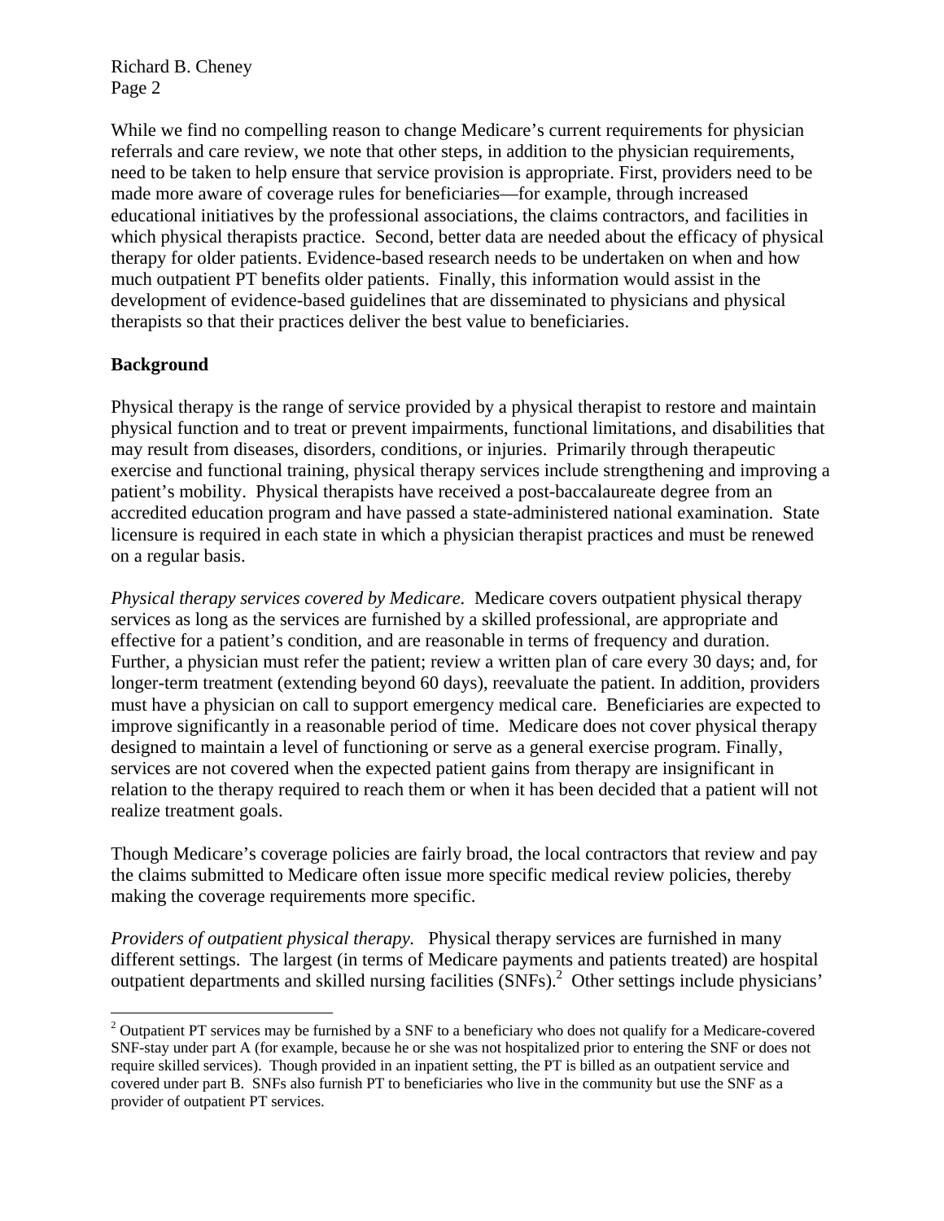While we find no compelling reason to change Medicare's current requirements for physician referrals and care review, we note that other steps, in addition to the physician requirements, need to be taken to help ensure that service provision is appropriate. First, providers need to be made more aware of coverage rules for beneficiaries—for example, through increased educational initiatives by the professional associations, the claims contractors, and facilities in which physical therapists practice. Second, better data are needed about the efficacy of physical therapy for older patients. Evidence-based research needs to be undertaken on when and how much outpatient PT benefits older patients. Finally, this information would assist in the development of evidence-based guidelines that are disseminated to physicians and physical therapists so that their practices deliver the best value to beneficiaries.

**Background**

Physical therapy is the range of service provided by a physical therapist to restore and maintain physical function and to treat or prevent impairments, functional limitations, and disabilities that may result from diseases, disorders, conditions, or injuries. Primarily through therapeutic exercise and functional training, physical therapy services include strengthening and improving a patient's mobility. Physical therapists have received a post-baccalaureate degree from an accredited education program and have passed a state-administered national examination. State licensure is required in each state in which a physician therapist practices and must be renewed on a regular basis.

*Physical therapy services covered by Medicare.* Medicare covers outpatient physical therapy services as long as the services are furnished by a skilled professional, are appropriate and effective for a patient's condition, and are reasonable in terms of frequency and duration. Further, a physician must refer the patient; review a written plan of care every 30 days; and, for longer-term treatment (extending beyond 60 days), reevaluate the patient. In addition, providers must have a physician on call to support emergency medical care. Beneficiaries are expected to improve significantly in a reasonable period of time. Medicare does not cover physical therapy designed to maintain a level of functioning or serve as a general exercise program. Finally, services are not covered when the expected patient gains from therapy are insignificant in relation to the therapy required to reach them or when it has been decided that a patient will not realize treatment goals.

Though Medicare's coverage policies are fairly broad, the local contractors that review and pay the claims submitted to Medicare often issue more specific medical review policies, thereby making the coverage requirements more specific.

*Providers of outpatient physical therapy.* Physical therapy services are furnished in many different settings. The largest (in terms of Medicare payments and patients treated) are hospital outpatient departments and skilled nursing facilities (SNFs).[2] Other settings include physicians'

[2] Outpatient PT services may be furnished by a SNF to a beneficiary who does not qualify for a Medicare-covered SNF-stay under part A (for example, because he or she was not hospitalized prior to entering the SNF or does not require skilled services). Though provided in an inpatient setting, the PT is billed as an outpatient service and covered under part B. SNFs also furnish PT to beneficiaries who live in the community but use the SNF as a provider of outpatient PT services.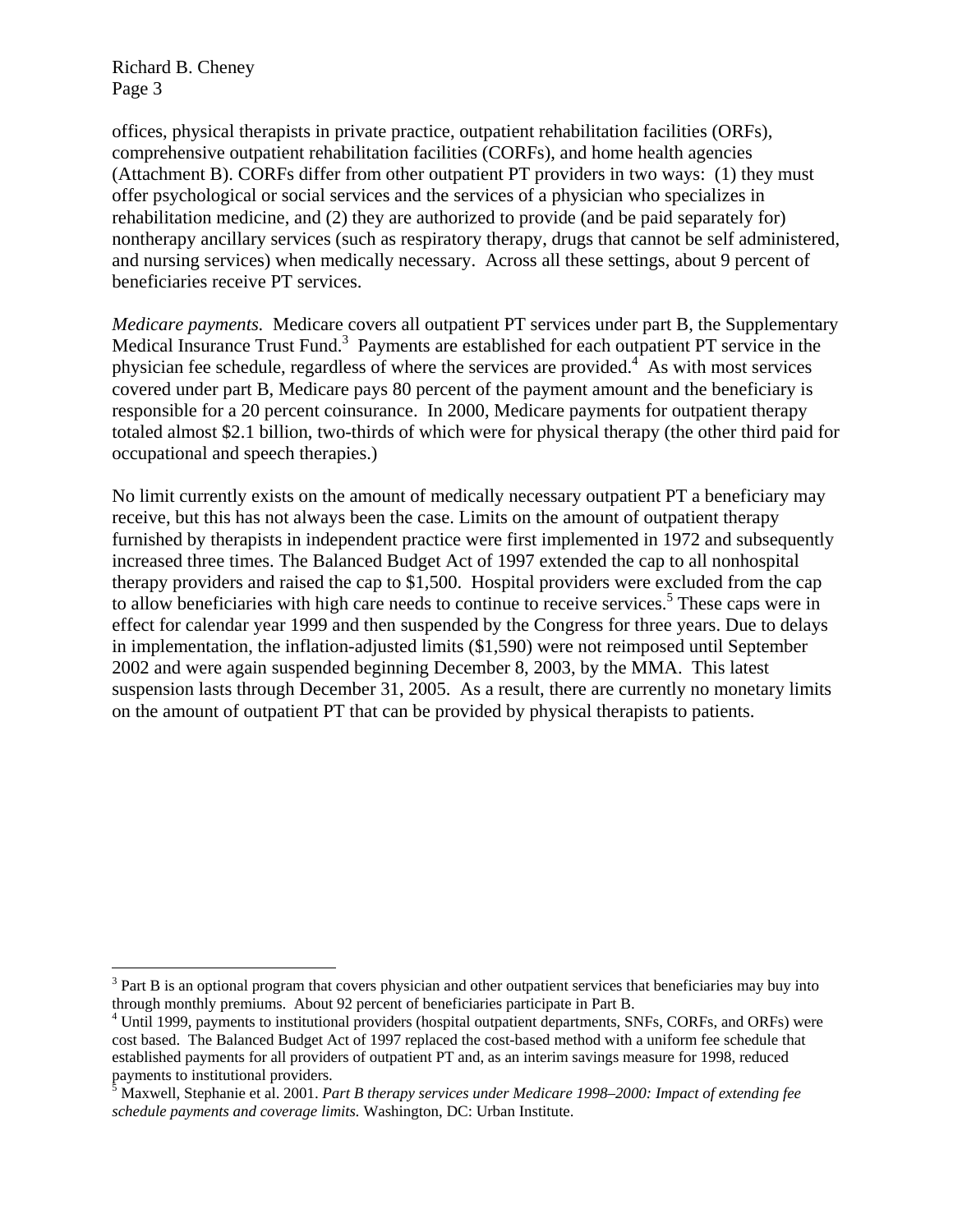offices, physical therapists in private practice, outpatient rehabilitation facilities (ORFs), comprehensive outpatient rehabilitation facilities (CORFs), and home health agencies (Attachment B). CORFs differ from other outpatient PT providers in two ways: (1) they must offer psychological or social services and the services of a physician who specializes in rehabilitation medicine, and (2) they are authorized to provide (and be paid separately for) nontherapy ancillary services (such as respiratory therapy, drugs that cannot be self administered, and nursing services) when medically necessary. Across all these settings, about 9 percent of beneficiaries receive PT services.

*Medicare payments.* Medicare covers all outpatient PT services under part B, the Supplementary Medical Insurance Trust Fund.[3] Payments are established for each outpatient PT service in the physician fee schedule, regardless of where the services are provided.[4] As with most services covered under part B, Medicare pays 80 percent of the payment amount and the beneficiary is responsible for a 20 percent coinsurance. In 2000, Medicare payments for outpatient therapy totaled almost $2.1 billion, two-thirds of which were for physical therapy (the other third paid for occupational and speech therapies.)

No limit currently exists on the amount of medically necessary outpatient PT a beneficiary may receive, but this has not always been the case. Limits on the amount of outpatient therapy furnished by therapists in independent practice were first implemented in 1972 and subsequently increased three times. The Balanced Budget Act of 1997 extended the cap to all nonhospital therapy providers and raised the cap to $1,500. Hospital providers were excluded from the cap to allow beneficiaries with high care needs to continue to receive services.[5] These caps were in effect for calendar year 1999 and then suspended by the Congress for three years. Due to delays in implementation, the inflation-adjusted limits ($1,590) were not reimposed until September 2002 and were again suspended beginning December 8, 2003, by the MMA. This latest suspension lasts through December 31, 2005. As a result, there are currently no monetary limits on the amount of outpatient PT that can be provided by physical therapists to patients.

---

[3] Part B is an optional program that covers physician and other outpatient services that beneficiaries may buy into through monthly premiums. About 92 percent of beneficiaries participate in Part B.

[4] Until 1999, payments to institutional providers (hospital outpatient departments, SNFs, CORFs, and ORFs) were cost based. The Balanced Budget Act of 1997 replaced the cost-based method with a uniform fee schedule that established payments for all providers of outpatient PT and, as an interim savings measure for 1998, reduced payments to institutional providers.

[5] Maxwell, Stephanie et al. 2001. *Part B therapy services under Medicare 1998–2000: Impact of extending fee schedule payments and coverage limits.* Washington, DC: Urban Institute.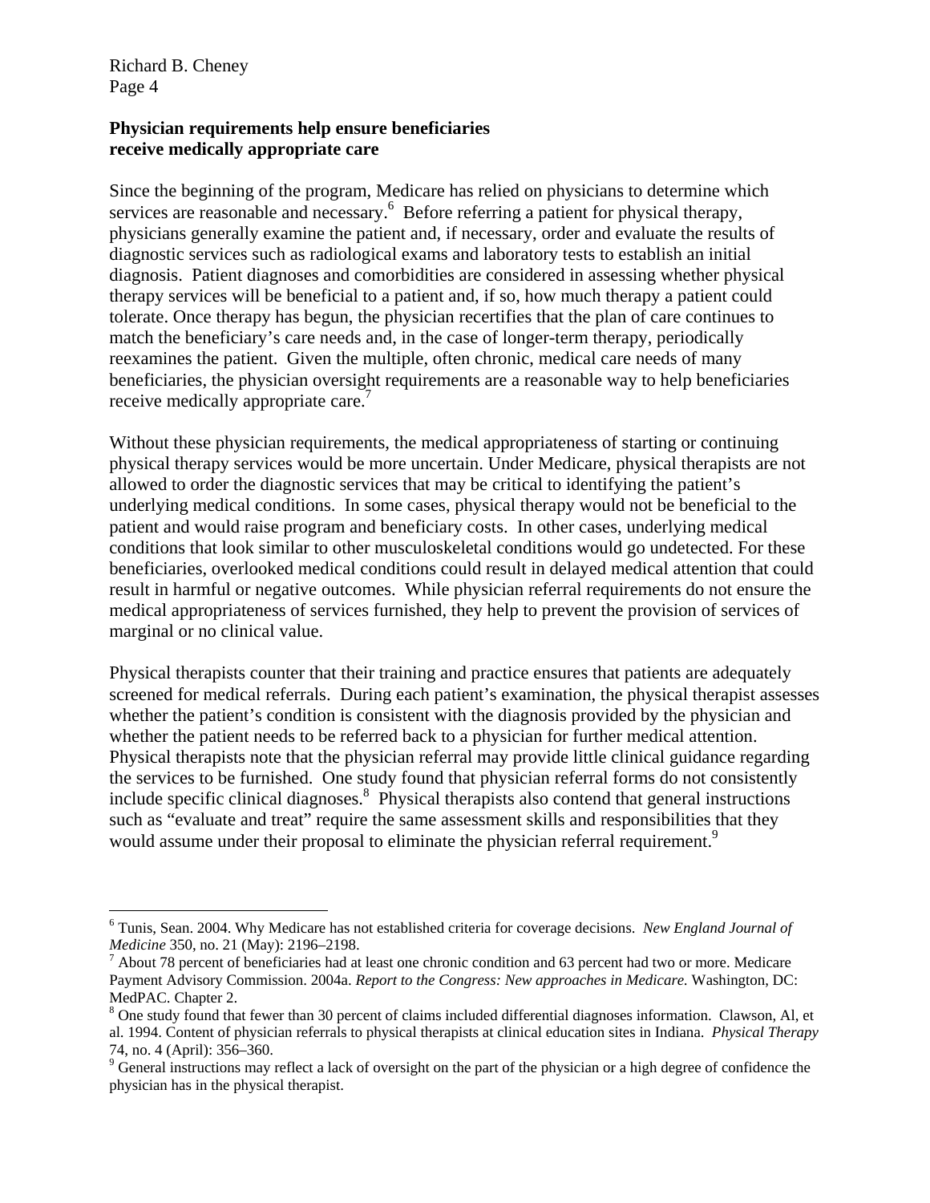**Physician requirements help ensure beneficiaries receive medically appropriate care**

Since the beginning of the program, Medicare has relied on physicians to determine which services are reasonable and necessary.[6] Before referring a patient for physical therapy, physicians generally examine the patient and, if necessary, order and evaluate the results of diagnostic services such as radiological exams and laboratory tests to establish an initial diagnosis. Patient diagnoses and comorbidities are considered in assessing whether physical therapy services will be beneficial to a patient and, if so, how much therapy a patient could tolerate. Once therapy has begun, the physician recertifies that the plan of care continues to match the beneficiary's care needs and, in the case of longer-term therapy, periodically reexamines the patient. Given the multiple, often chronic, medical care needs of many beneficiaries, the physician oversight requirements are a reasonable way to help beneficiaries receive medically appropriate care.[7]

Without these physician requirements, the medical appropriateness of starting or continuing physical therapy services would be more uncertain. Under Medicare, physical therapists are not allowed to order the diagnostic services that may be critical to identifying the patient's underlying medical conditions. In some cases, physical therapy would not be beneficial to the patient and would raise program and beneficiary costs. In other cases, underlying medical conditions that look similar to other musculoskeletal conditions would go undetected. For these beneficiaries, overlooked medical conditions could result in delayed medical attention that could result in harmful or negative outcomes. While physician referral requirements do not ensure the medical appropriateness of services furnished, they help to prevent the provision of services of marginal or no clinical value.

Physical therapists counter that their training and practice ensures that patients are adequately screened for medical referrals. During each patient's examination, the physical therapist assesses whether the patient's condition is consistent with the diagnosis provided by the physician and whether the patient needs to be referred back to a physician for further medical attention. Physical therapists note that the physician referral may provide little clinical guidance regarding the services to be furnished. One study found that physician referral forms do not consistently include specific clinical diagnoses.[8] Physical therapists also contend that general instructions such as "evaluate and treat" require the same assessment skills and responsibilities that they would assume under their proposal to eliminate the physician referral requirement.[9]

---

[6] Tunis, Sean. 2004. Why Medicare has not established criteria for coverage decisions. *New England Journal of Medicine* 350, no. 21 (May): 2196–2198.

[7] About 78 percent of beneficiaries had at least one chronic condition and 63 percent had two or more. Medicare Payment Advisory Commission. 2004a. *Report to the Congress: New approaches in Medicare.* Washington, DC: MedPAC. Chapter 2.

[8] One study found that fewer than 30 percent of claims included differential diagnoses information. Clawson, Al, et al. 1994. Content of physician referrals to physical therapists at clinical education sites in Indiana. *Physical Therapy* 74, no. 4 (April): 356–360.

[9] General instructions may reflect a lack of oversight on the part of the physician or a high degree of confidence the physician has in the physical therapist.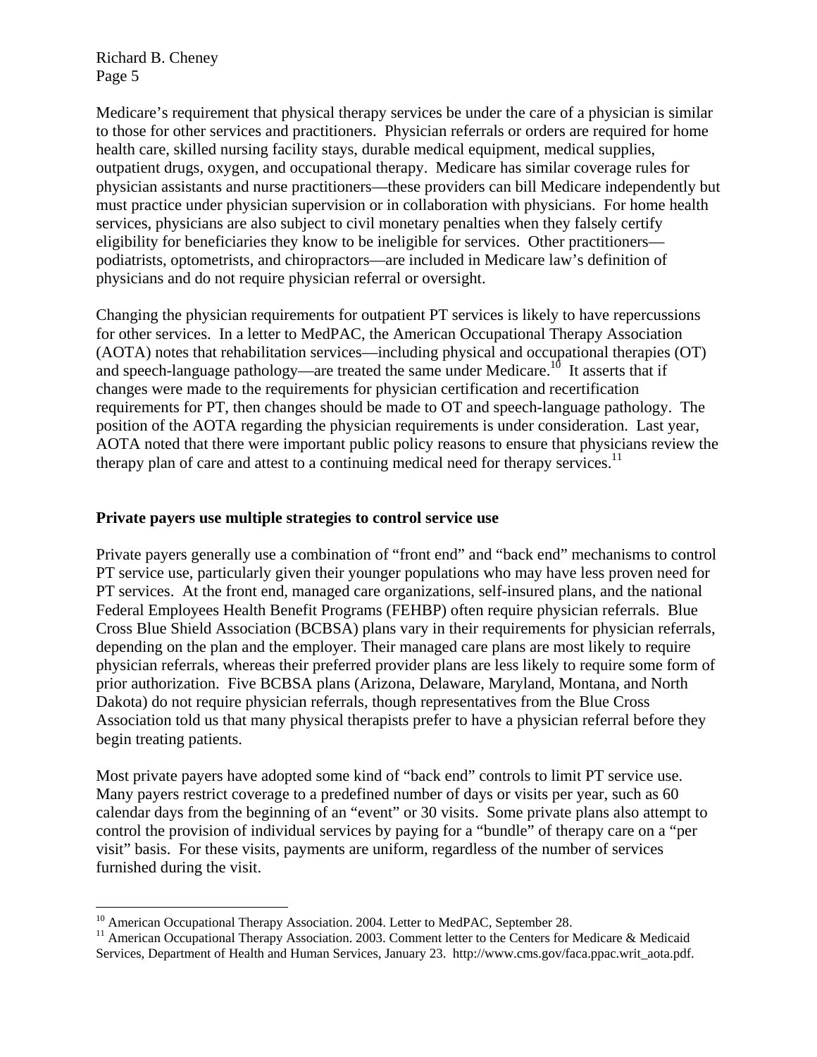Medicare's requirement that physical therapy services be under the care of a physician is similar to those for other services and practitioners. Physician referrals or orders are required for home health care, skilled nursing facility stays, durable medical equipment, medical supplies, outpatient drugs, oxygen, and occupational therapy. Medicare has similar coverage rules for physician assistants and nurse practitioners—these providers can bill Medicare independently but must practice under physician supervision or in collaboration with physicians. For home health services, physicians are also subject to civil monetary penalties when they falsely certify eligibility for beneficiaries they know to be ineligible for services. Other practitioners—podiatrists, optometrists, and chiropractors—are included in Medicare law's definition of physicians and do not require physician referral or oversight.

Changing the physician requirements for outpatient PT services is likely to have repercussions for other services. In a letter to MedPAC, the American Occupational Therapy Association (AOTA) notes that rehabilitation services—including physical and occupational therapies (OT) and speech-language pathology—are treated the same under Medicare.[10] It asserts that if changes were made to the requirements for physician certification and recertification requirements for PT, then changes should be made to OT and speech-language pathology. The position of the AOTA regarding the physician requirements is under consideration. Last year, AOTA noted that there were important public policy reasons to ensure that physicians review the therapy plan of care and attest to a continuing medical need for therapy services.[11]

**Private payers use multiple strategies to control service use**

Private payers generally use a combination of "front end" and "back end" mechanisms to control PT service use, particularly given their younger populations who may have less proven need for PT services. At the front end, managed care organizations, self-insured plans, and the national Federal Employees Health Benefit Programs (FEHBP) often require physician referrals. Blue Cross Blue Shield Association (BCBSA) plans vary in their requirements for physician referrals, depending on the plan and the employer. Their managed care plans are most likely to require physician referrals, whereas their preferred provider plans are less likely to require some form of prior authorization. Five BCBSA plans (Arizona, Delaware, Maryland, Montana, and North Dakota) do not require physician referrals, though representatives from the Blue Cross Association told us that many physical therapists prefer to have a physician referral before they begin treating patients.

Most private payers have adopted some kind of "back end" controls to limit PT service use. Many payers restrict coverage to a predefined number of days or visits per year, such as 60 calendar days from the beginning of an "event" or 30 visits. Some private plans also attempt to control the provision of individual services by paying for a "bundle" of therapy care on a "per visit" basis. For these visits, payments are uniform, regardless of the number of services furnished during the visit.

---

[10] American Occupational Therapy Association. 2004. Letter to MedPAC, September 28.

[11] American Occupational Therapy Association. 2003. Comment letter to the Centers for Medicare & Medicaid Services, Department of Health and Human Services, January 23. http://www.cms.gov/faca.ppac.writ_aota.pdf.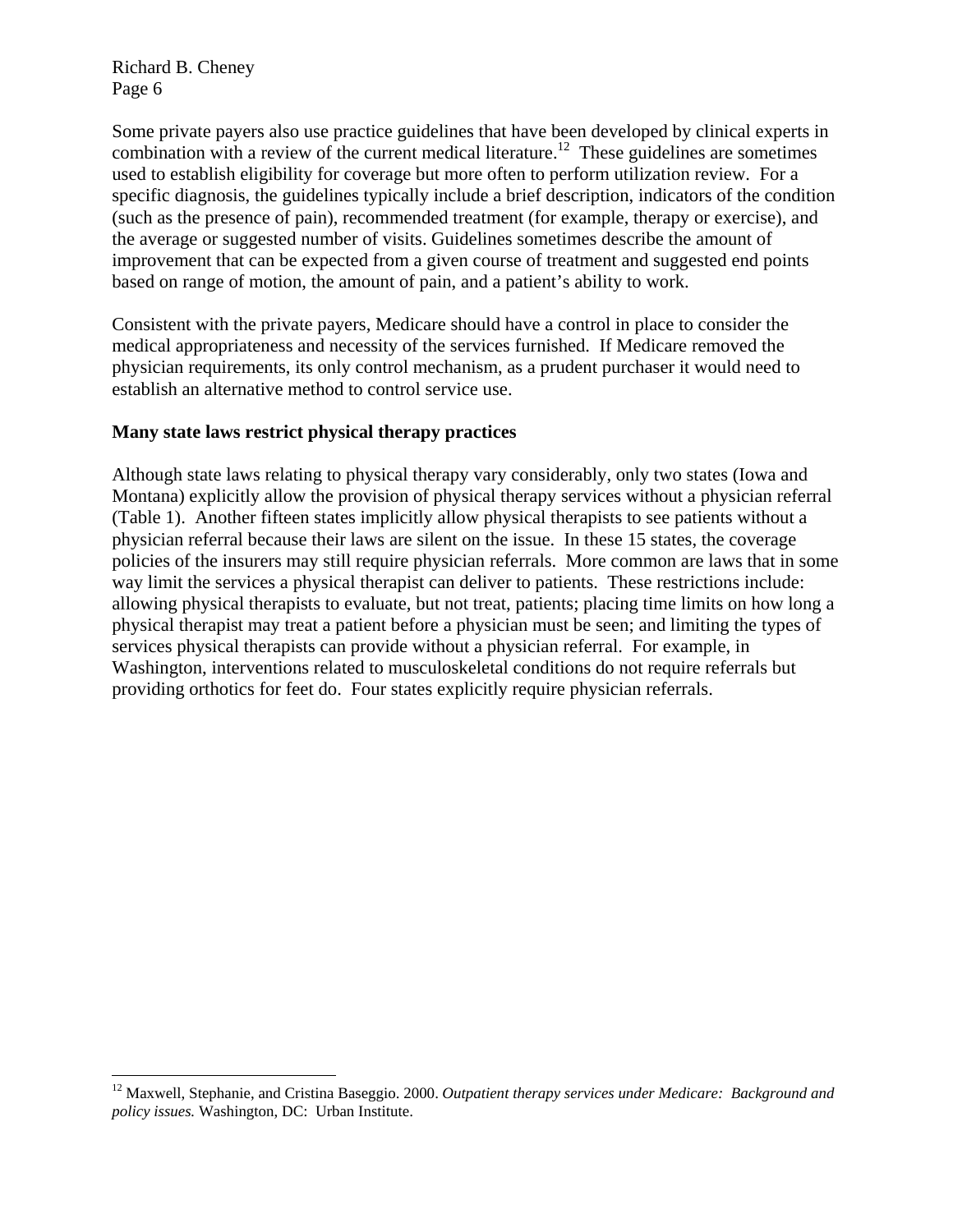Some private payers also use practice guidelines that have been developed by clinical experts in combination with a review of the current medical literature.[12] These guidelines are sometimes used to establish eligibility for coverage but more often to perform utilization review. For a specific diagnosis, the guidelines typically include a brief description, indicators of the condition (such as the presence of pain), recommended treatment (for example, therapy or exercise), and the average or suggested number of visits. Guidelines sometimes describe the amount of improvement that can be expected from a given course of treatment and suggested end points based on range of motion, the amount of pain, and a patient's ability to work.

Consistent with the private payers, Medicare should have a control in place to consider the medical appropriateness and necessity of the services furnished. If Medicare removed the physician requirements, its only control mechanism, as a prudent purchaser it would need to establish an alternative method to control service use.

**Many state laws restrict physical therapy practices**

Although state laws relating to physical therapy vary considerably, only two states (Iowa and Montana) explicitly allow the provision of physical therapy services without a physician referral (Table 1). Another fifteen states implicitly allow physical therapists to see patients without a physician referral because their laws are silent on the issue. In these 15 states, the coverage policies of the insurers may still require physician referrals. More common are laws that in some way limit the services a physical therapist can deliver to patients. These restrictions include: allowing physical therapists to evaluate, but not treat, patients; placing time limits on how long a physical therapist may treat a patient before a physician must be seen; and limiting the types of services physical therapists can provide without a physician referral. For example, in Washington, interventions related to musculoskeletal conditions do not require referrals but providing orthotics for feet do. Four states explicitly require physician referrals.

[12] Maxwell, Stephanie, and Cristina Baseggio. 2000. *Outpatient therapy services under Medicare: Background and policy issues.* Washington, DC: Urban Institute.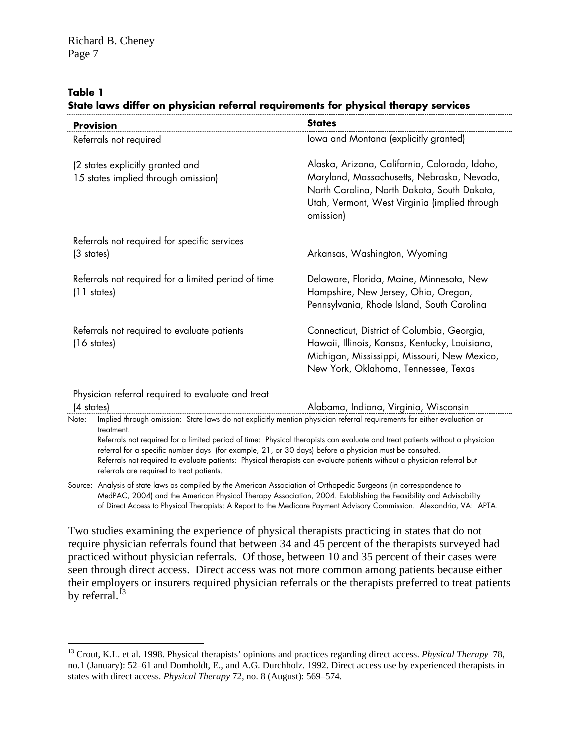**Table 1**
**State laws differ on physician referral requirements for physical therapy services**

| Provision | States |
|---|---|
| Referrals not required | Iowa and Montana (explicitly granted) |
| (2 states explicitly granted and 15 states implied through omission) | Alaska, Arizona, California, Colorado, Idaho, Maryland, Massachusetts, Nebraska, Nevada, North Carolina, North Dakota, South Dakota, Utah, Vermont, West Virginia (implied through omission) |
| Referrals not required for specific services (3 states) | Arkansas, Washington, Wyoming |
| Referrals not required for a limited period of time (11 states) | Delaware, Florida, Maine, Minnesota, New Hampshire, New Jersey, Ohio, Oregon, Pennsylvania, Rhode Island, South Carolina |
| Referrals not required to evaluate patients (16 states) | Connecticut, District of Columbia, Georgia, Hawaii, Illinois, Kansas, Kentucky, Louisiana, Michigan, Mississippi, Missouri, New Mexico, New York, Oklahoma, Tennessee, Texas |
| Physician referral required to evaluate and treat (4 states) | Alabama, Indiana, Virginia, Wisconsin |

Note: Implied through omission: State laws do not explicitly mention physician referral requirements for either evaluation or treatment.
Referrals not required for a limited period of time: Physical therapists can evaluate and treat patients without a physician referral for a specific number days (for example, 21, or 30 days) before a physician must be consulted.
Referrals not required to evaluate patients: Physical therapists can evaluate patients without a physician referral but referrals are required to treat patients.

Source: Analysis of state laws as compiled by the American Association of Orthopedic Surgeons (in correspondence to MedPAC, 2004) and the American Physical Therapy Association, 2004. Establishing the Feasibility and Advisability of Direct Access to Physical Therapists: A Report to the Medicare Payment Advisory Commission. Alexandria, VA: APTA.

Two studies examining the experience of physical therapists practicing in states that do not require physician referrals found that between 34 and 45 percent of the therapists surveyed had practiced without physician referrals. Of those, between 10 and 35 percent of their cases were seen through direct access. Direct access was not more common among patients because either their employers or insurers required physician referrals or the therapists preferred to treat patients by referral.[13]

[13] Crout, K.L. et al. 1998. Physical therapists' opinions and practices regarding direct access. *Physical Therapy* 78, no.1 (January): 52–61 and Domholdt, E., and A.G. Durchholz. 1992. Direct access use by experienced therapists in states with direct access. *Physical Therapy* 72, no. 8 (August): 569–574.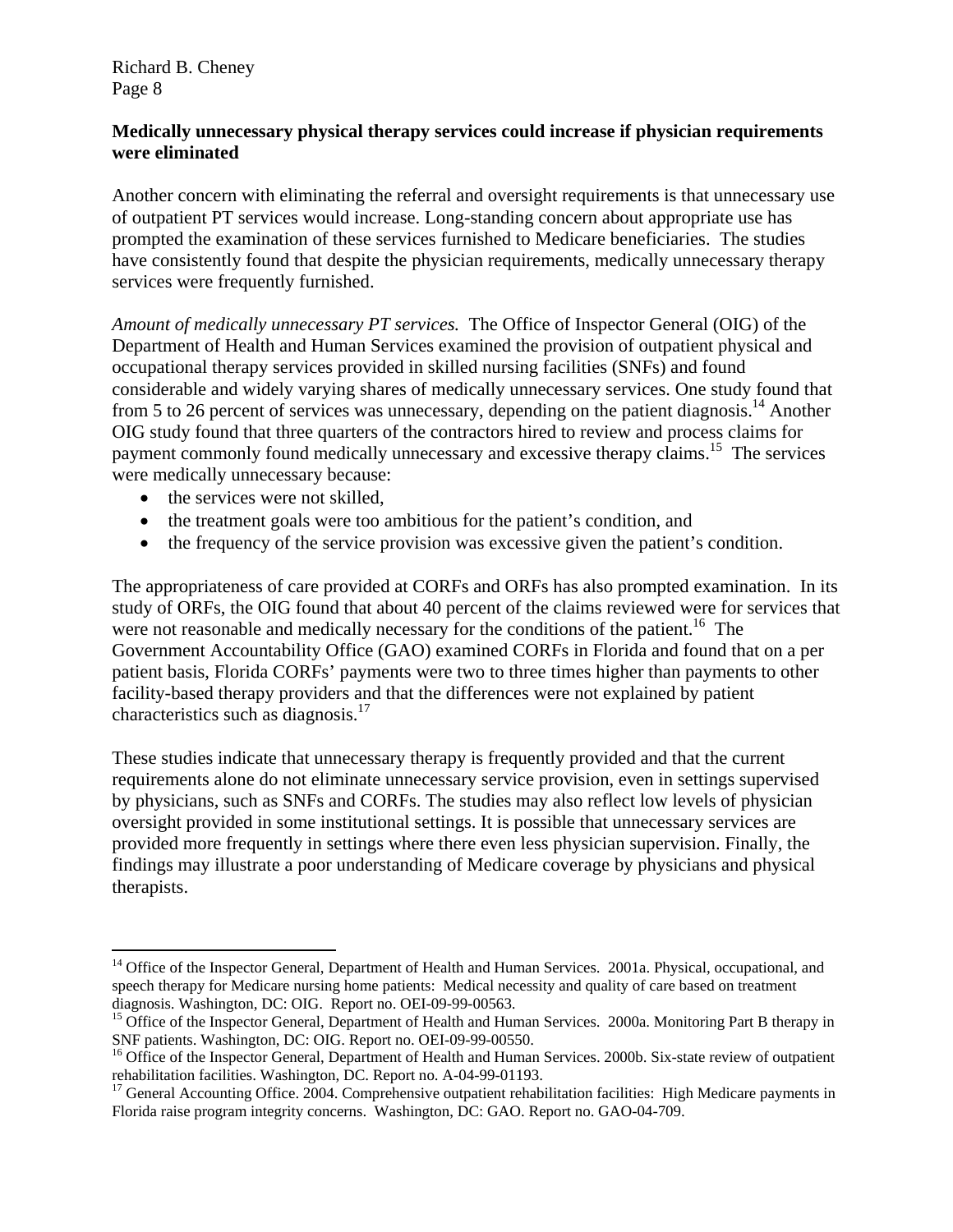**Medically unnecessary physical therapy services could increase if physician requirements were eliminated**

Another concern with eliminating the referral and oversight requirements is that unnecessary use of outpatient PT services would increase. Long-standing concern about appropriate use has prompted the examination of these services furnished to Medicare beneficiaries. The studies have consistently found that despite the physician requirements, medically unnecessary therapy services were frequently furnished.

*Amount of medically unnecessary PT services.* The Office of Inspector General (OIG) of the Department of Health and Human Services examined the provision of outpatient physical and occupational therapy services provided in skilled nursing facilities (SNFs) and found considerable and widely varying shares of medically unnecessary services. One study found that from 5 to 26 percent of services was unnecessary, depending on the patient diagnosis.[14] Another OIG study found that three quarters of the contractors hired to review and process claims for payment commonly found medically unnecessary and excessive therapy claims.[15] The services were medically unnecessary because:

- the services were not skilled,
- the treatment goals were too ambitious for the patient's condition, and
- the frequency of the service provision was excessive given the patient's condition.

The appropriateness of care provided at CORFs and ORFs has also prompted examination. In its study of ORFs, the OIG found that about 40 percent of the claims reviewed were for services that were not reasonable and medically necessary for the conditions of the patient.[16] The Government Accountability Office (GAO) examined CORFs in Florida and found that on a per patient basis, Florida CORFs' payments were two to three times higher than payments to other facility-based therapy providers and that the differences were not explained by patient characteristics such as diagnosis.[17]

These studies indicate that unnecessary therapy is frequently provided and that the current requirements alone do not eliminate unnecessary service provision, even in settings supervised by physicians, such as SNFs and CORFs. The studies may also reflect low levels of physician oversight provided in some institutional settings. It is possible that unnecessary services are provided more frequently in settings where there even less physician supervision. Finally, the findings may illustrate a poor understanding of Medicare coverage by physicians and physical therapists.

---

[14] Office of the Inspector General, Department of Health and Human Services. 2001a. Physical, occupational, and speech therapy for Medicare nursing home patients: Medical necessity and quality of care based on treatment diagnosis. Washington, DC: OIG. Report no. OEI-09-99-00563.

[15] Office of the Inspector General, Department of Health and Human Services. 2000a. Monitoring Part B therapy in SNF patients. Washington, DC: OIG. Report no. OEI-09-99-00550.

[16] Office of the Inspector General, Department of Health and Human Services. 2000b. Six-state review of outpatient rehabilitation facilities. Washington, DC. Report no. A-04-99-01193.

[17] General Accounting Office. 2004. Comprehensive outpatient rehabilitation facilities: High Medicare payments in Florida raise program integrity concerns. Washington, DC: GAO. Report no. GAO-04-709.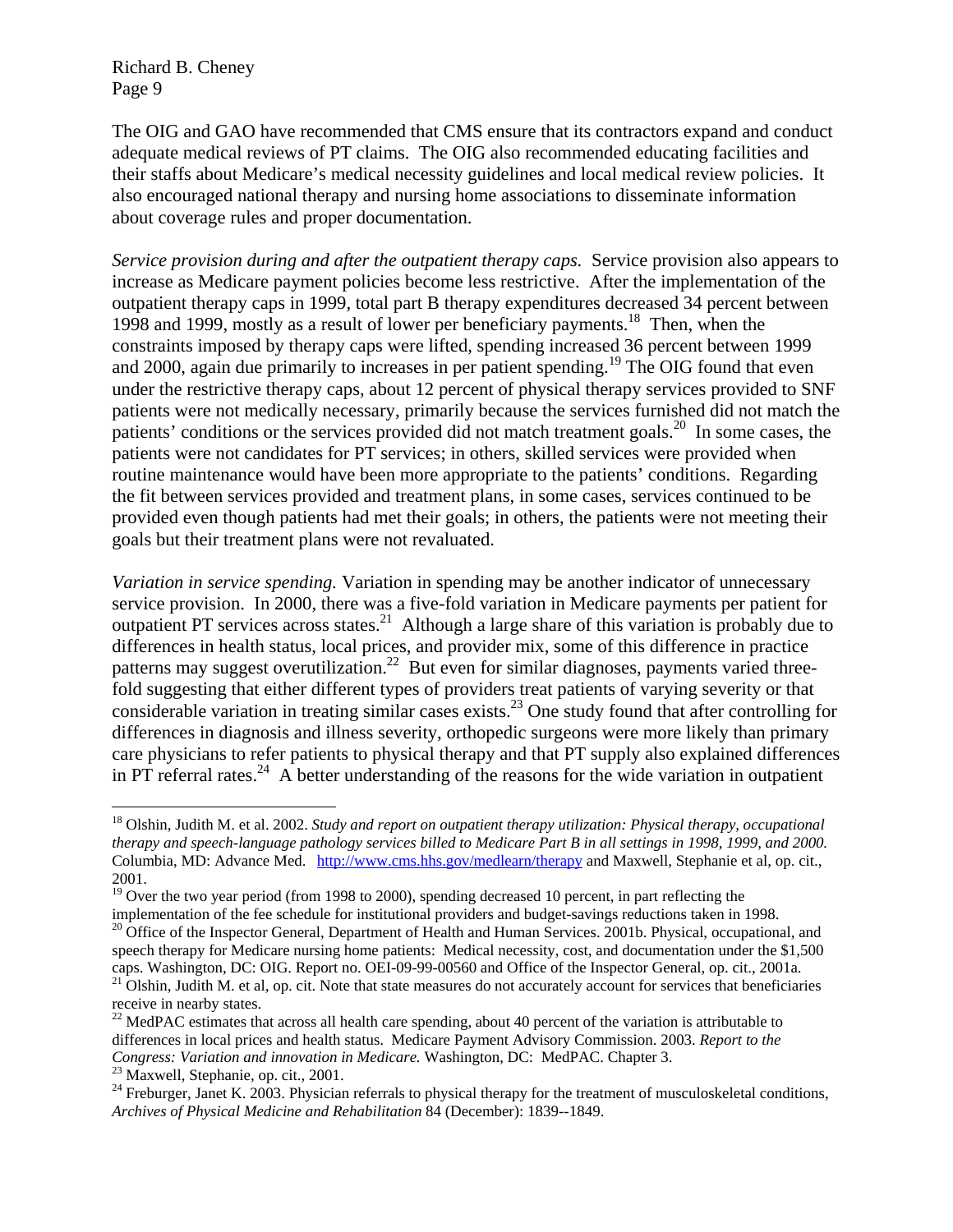The OIG and GAO have recommended that CMS ensure that its contractors expand and conduct adequate medical reviews of PT claims. The OIG also recommended educating facilities and their staffs about Medicare's medical necessity guidelines and local medical review policies. It also encouraged national therapy and nursing home associations to disseminate information about coverage rules and proper documentation.

*Service provision during and after the outpatient therapy caps.* Service provision also appears to increase as Medicare payment policies become less restrictive. After the implementation of the outpatient therapy caps in 1999, total part B therapy expenditures decreased 34 percent between 1998 and 1999, mostly as a result of lower per beneficiary payments.[18] Then, when the constraints imposed by therapy caps were lifted, spending increased 36 percent between 1999 and 2000, again due primarily to increases in per patient spending.[19] The OIG found that even under the restrictive therapy caps, about 12 percent of physical therapy services provided to SNF patients were not medically necessary, primarily because the services furnished did not match the patients' conditions or the services provided did not match treatment goals.[20] In some cases, the patients were not candidates for PT services; in others, skilled services were provided when routine maintenance would have been more appropriate to the patients' conditions. Regarding the fit between services provided and treatment plans, in some cases, services continued to be provided even though patients had met their goals; in others, the patients were not meeting their goals but their treatment plans were not revaluated.

*Variation in service spending.* Variation in spending may be another indicator of unnecessary service provision. In 2000, there was a five-fold variation in Medicare payments per patient for outpatient PT services across states.[21] Although a large share of this variation is probably due to differences in health status, local prices, and provider mix, some of this difference in practice patterns may suggest overutilization.[22] But even for similar diagnoses, payments varied three-fold suggesting that either different types of providers treat patients of varying severity or that considerable variation in treating similar cases exists.[23] One study found that after controlling for differences in diagnosis and illness severity, orthopedic surgeons were more likely than primary care physicians to refer patients to physical therapy and that PT supply also explained differences in PT referral rates.[24] A better understanding of the reasons for the wide variation in outpatient

---

[18] Olshin, Judith M. et al. 2002. *Study and report on outpatient therapy utilization: Physical therapy, occupational therapy and speech-language pathology services billed to Medicare Part B in all settings in 1998, 1999, and 2000.* Columbia, MD: Advance Med. http://www.cms.hhs.gov/medlearn/therapy and Maxwell, Stephanie et al, op. cit., 2001.

[19] Over the two year period (from 1998 to 2000), spending decreased 10 percent, in part reflecting the implementation of the fee schedule for institutional providers and budget-savings reductions taken in 1998.

[20] Office of the Inspector General, Department of Health and Human Services. 2001b. Physical, occupational, and speech therapy for Medicare nursing home patients: Medical necessity, cost, and documentation under the $1,500 caps. Washington, DC: OIG. Report no. OEI-09-99-00560 and Office of the Inspector General, op. cit., 2001a.

[21] Olshin, Judith M. et al, op. cit. Note that state measures do not accurately account for services that beneficiaries receive in nearby states.

[22] MedPAC estimates that across all health care spending, about 40 percent of the variation is attributable to differences in local prices and health status. Medicare Payment Advisory Commission. 2003. *Report to the Congress: Variation and innovation in Medicare.* Washington, DC: MedPAC. Chapter 3.

[23] Maxwell, Stephanie, op. cit., 2001.

[24] Freburger, Janet K. 2003. Physician referrals to physical therapy for the treatment of musculoskeletal conditions, *Archives of Physical Medicine and Rehabilitation* 84 (December): 1839--1849.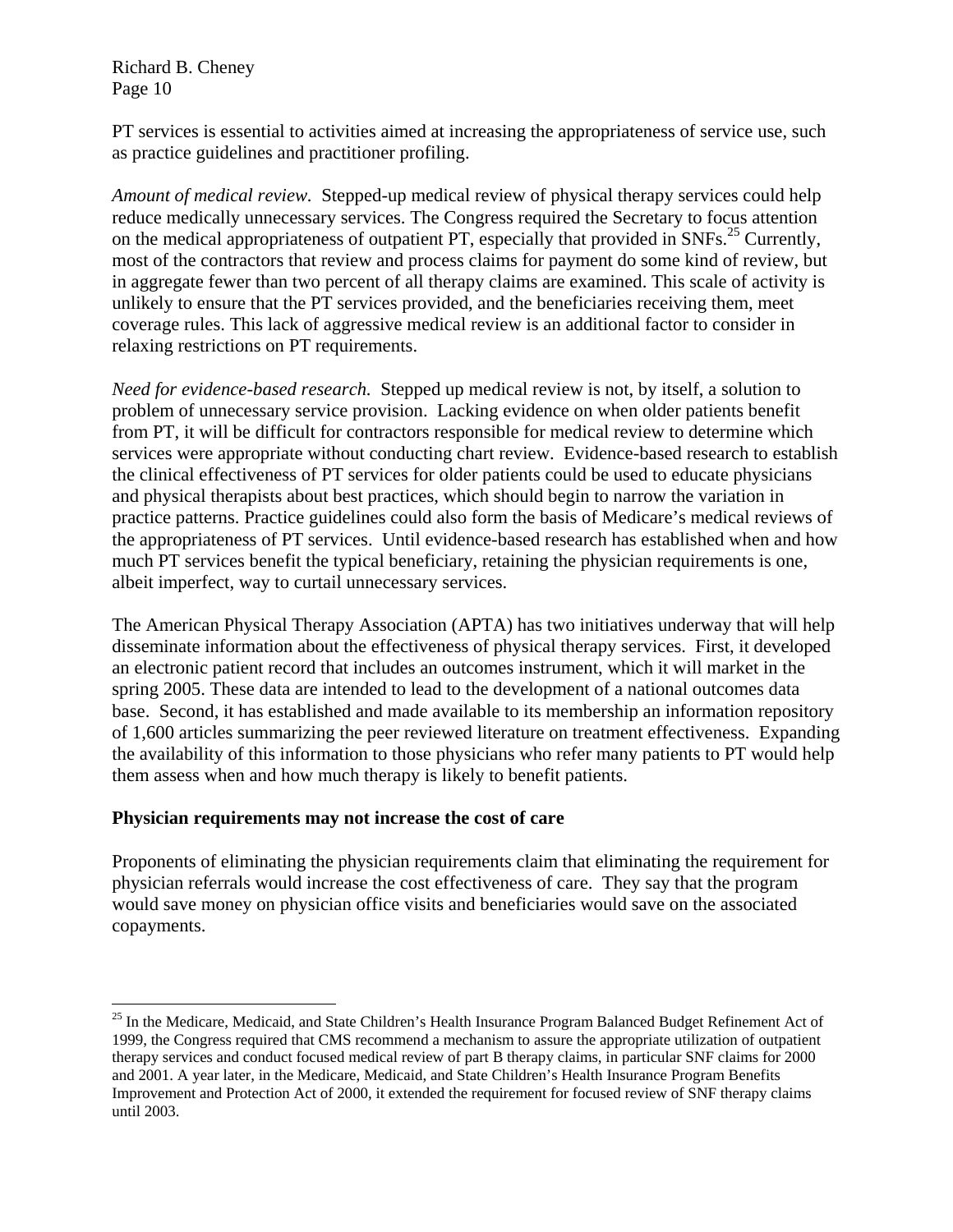PT services is essential to activities aimed at increasing the appropriateness of service use, such as practice guidelines and practitioner profiling.

*Amount of medical review.* Stepped-up medical review of physical therapy services could help reduce medically unnecessary services. The Congress required the Secretary to focus attention on the medical appropriateness of outpatient PT, especially that provided in SNFs.[25] Currently, most of the contractors that review and process claims for payment do some kind of review, but in aggregate fewer than two percent of all therapy claims are examined. This scale of activity is unlikely to ensure that the PT services provided, and the beneficiaries receiving them, meet coverage rules. This lack of aggressive medical review is an additional factor to consider in relaxing restrictions on PT requirements.

*Need for evidence-based research.* Stepped up medical review is not, by itself, a solution to problem of unnecessary service provision. Lacking evidence on when older patients benefit from PT, it will be difficult for contractors responsible for medical review to determine which services were appropriate without conducting chart review. Evidence-based research to establish the clinical effectiveness of PT services for older patients could be used to educate physicians and physical therapists about best practices, which should begin to narrow the variation in practice patterns. Practice guidelines could also form the basis of Medicare's medical reviews of the appropriateness of PT services. Until evidence-based research has established when and how much PT services benefit the typical beneficiary, retaining the physician requirements is one, albeit imperfect, way to curtail unnecessary services.

The American Physical Therapy Association (APTA) has two initiatives underway that will help disseminate information about the effectiveness of physical therapy services. First, it developed an electronic patient record that includes an outcomes instrument, which it will market in the spring 2005. These data are intended to lead to the development of a national outcomes data base. Second, it has established and made available to its membership an information repository of 1,600 articles summarizing the peer reviewed literature on treatment effectiveness. Expanding the availability of this information to those physicians who refer many patients to PT would help them assess when and how much therapy is likely to benefit patients.

**Physician requirements may not increase the cost of care**

Proponents of eliminating the physician requirements claim that eliminating the requirement for physician referrals would increase the cost effectiveness of care. They say that the program would save money on physician office visits and beneficiaries would save on the associated copayments.

[25] In the Medicare, Medicaid, and State Children's Health Insurance Program Balanced Budget Refinement Act of 1999, the Congress required that CMS recommend a mechanism to assure the appropriate utilization of outpatient therapy services and conduct focused medical review of part B therapy claims, in particular SNF claims for 2000 and 2001. A year later, in the Medicare, Medicaid, and State Children's Health Insurance Program Benefits Improvement and Protection Act of 2000, it extended the requirement for focused review of SNF therapy claims until 2003.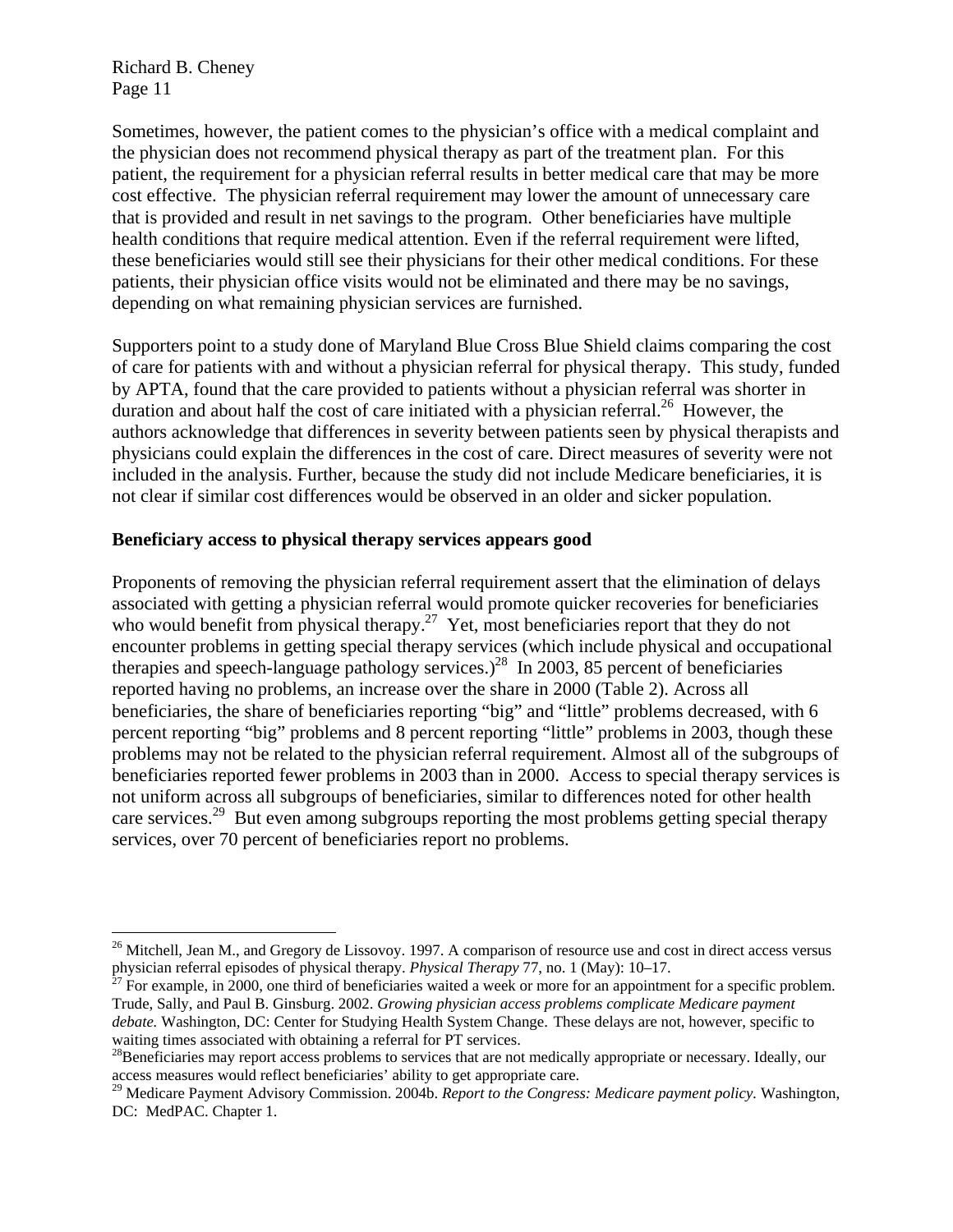Sometimes, however, the patient comes to the physician's office with a medical complaint and the physician does not recommend physical therapy as part of the treatment plan. For this patient, the requirement for a physician referral results in better medical care that may be more cost effective. The physician referral requirement may lower the amount of unnecessary care that is provided and result in net savings to the program. Other beneficiaries have multiple health conditions that require medical attention. Even if the referral requirement were lifted, these beneficiaries would still see their physicians for their other medical conditions. For these patients, their physician office visits would not be eliminated and there may be no savings, depending on what remaining physician services are furnished.

Supporters point to a study done of Maryland Blue Cross Blue Shield claims comparing the cost of care for patients with and without a physician referral for physical therapy. This study, funded by APTA, found that the care provided to patients without a physician referral was shorter in duration and about half the cost of care initiated with a physician referral.[26] However, the authors acknowledge that differences in severity between patients seen by physical therapists and physicians could explain the differences in the cost of care. Direct measures of severity were not included in the analysis. Further, because the study did not include Medicare beneficiaries, it is not clear if similar cost differences would be observed in an older and sicker population.

**Beneficiary access to physical therapy services appears good**

Proponents of removing the physician referral requirement assert that the elimination of delays associated with getting a physician referral would promote quicker recoveries for beneficiaries who would benefit from physical therapy.[27] Yet, most beneficiaries report that they do not encounter problems in getting special therapy services (which include physical and occupational therapies and speech-language pathology services.)[28] In 2003, 85 percent of beneficiaries reported having no problems, an increase over the share in 2000 (Table 2). Across all beneficiaries, the share of beneficiaries reporting "big" and "little" problems decreased, with 6 percent reporting "big" problems and 8 percent reporting "little" problems in 2003, though these problems may not be related to the physician referral requirement. Almost all of the subgroups of beneficiaries reported fewer problems in 2003 than in 2000. Access to special therapy services is not uniform across all subgroups of beneficiaries, similar to differences noted for other health care services.[29] But even among subgroups reporting the most problems getting special therapy services, over 70 percent of beneficiaries report no problems.

---

[26] Mitchell, Jean M., and Gregory de Lissovoy. 1997. A comparison of resource use and cost in direct access versus physician referral episodes of physical therapy. *Physical Therapy* 77, no. 1 (May): 10–17.

[27] For example, in 2000, one third of beneficiaries waited a week or more for an appointment for a specific problem. Trude, Sally, and Paul B. Ginsburg. 2002. *Growing physician access problems complicate Medicare payment debate.* Washington, DC: Center for Studying Health System Change. These delays are not, however, specific to waiting times associated with obtaining a referral for PT services.

[28] Beneficiaries may report access problems to services that are not medically appropriate or necessary. Ideally, our access measures would reflect beneficiaries' ability to get appropriate care.

[29] Medicare Payment Advisory Commission. 2004b. *Report to the Congress: Medicare payment policy.* Washington, DC: MedPAC. Chapter 1.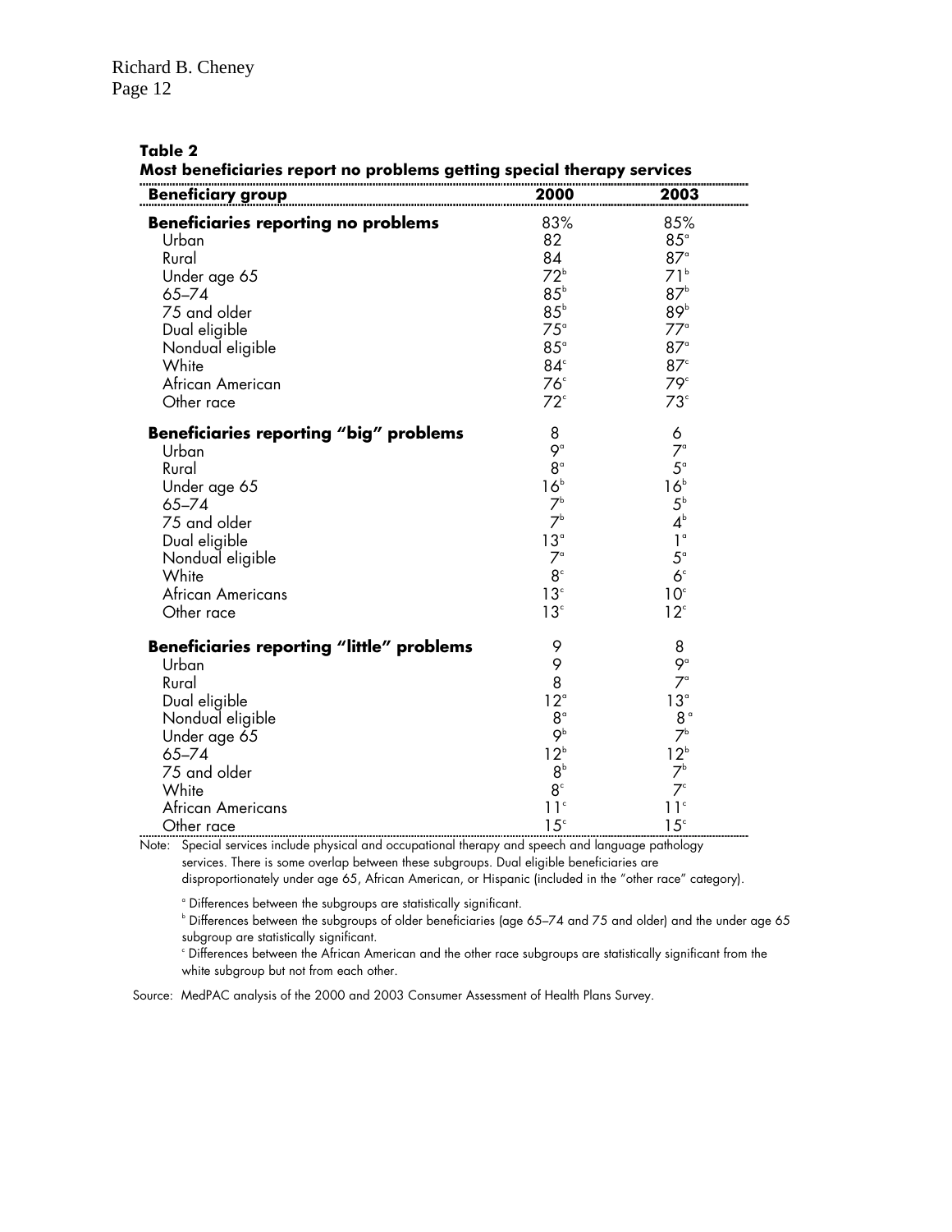**Table 2**
**Most beneficiaries report no problems getting special therapy services**

| Beneficiary group | 2000 | 2003 |
|---|---|---|
| **Beneficiaries reporting no problems** | 83% | 85% |
| Urban | 82 | 85[a] |
| Rural | 84 | 87[a] |
| Under age 65 | 72[b] | 71[b] |
| 65–74 | 85[b] | 87[b] |
| 75 and older | 85[b] | 89[b] |
| Dual eligible | 75[a] | 77[a] |
| Nondual eligible | 85[a] | 87[a] |
| White | 84[c] | 87[c] |
| African American | 76[c] | 79[c] |
| Other race | 72[c] | 73[c] |
| **Beneficiaries reporting "big" problems** | 8 | 6 |
| Urban | 9[a] | 7[a] |
| Rural | 8[a] | 5[a] |
| Under age 65 | 16[b] | 16[b] |
| 65–74 | 7[b] | 5[b] |
| 75 and older | 7[b] | 4[b] |
| Dual eligible | 13[a] | 1[a] |
| Nondual eligible | 7[a] | 5[a] |
| White | 8[c] | 6[c] |
| African Americans | 13[c] | 10[c] |
| Other race | 13[c] | 12[c] |
| **Beneficiaries reporting "little" problems** | 9 | 8 |
| Urban | 9 | 9[a] |
| Rural | 8 | 7[a] |
| Dual eligible | 12[a] | 13[a] |
| Nondual eligible | 8[a] | 8[a] |
| Under age 65 | 9[b] | 7[b] |
| 65–74 | 12[b] | 12[b] |
| 75 and older | 8[b] | 7[b] |
| White | 8[c] | 7[c] |
| African Americans | 11[c] | 11[c] |
| Other race | 15[c] | 15[c] |

Note: Special services include physical and occupational therapy and speech and language pathology services. There is some overlap between these subgroups. Dual eligible beneficiaries are disproportionately under age 65, African American, or Hispanic (included in the "other race" category).

[a] Differences between the subgroups are statistically significant.
[b] Differences between the subgroups of older beneficiaries (age 65–74 and 75 and older) and the under age 65 subgroup are statistically significant.
[c] Differences between the African American and the other race subgroups are statistically significant from the white subgroup but not from each other.

Source: MedPAC analysis of the 2000 and 2003 Consumer Assessment of Health Plans Survey.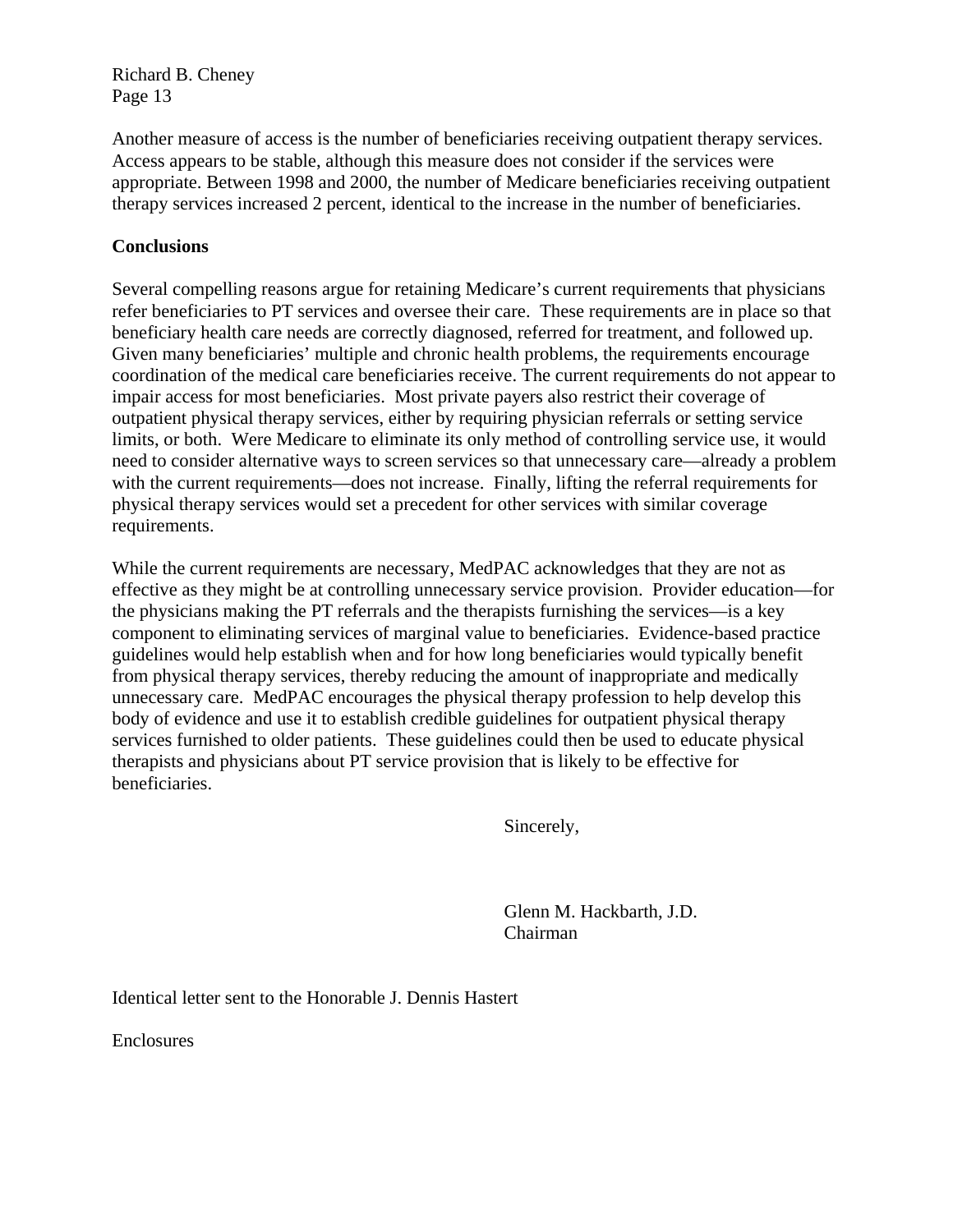Another measure of access is the number of beneficiaries receiving outpatient therapy services. Access appears to be stable, although this measure does not consider if the services were appropriate. Between 1998 and 2000, the number of Medicare beneficiaries receiving outpatient therapy services increased 2 percent, identical to the increase in the number of beneficiaries.

**Conclusions**

Several compelling reasons argue for retaining Medicare's current requirements that physicians refer beneficiaries to PT services and oversee their care. These requirements are in place so that beneficiary health care needs are correctly diagnosed, referred for treatment, and followed up. Given many beneficiaries' multiple and chronic health problems, the requirements encourage coordination of the medical care beneficiaries receive. The current requirements do not appear to impair access for most beneficiaries. Most private payers also restrict their coverage of outpatient physical therapy services, either by requiring physician referrals or setting service limits, or both. Were Medicare to eliminate its only method of controlling service use, it would need to consider alternative ways to screen services so that unnecessary care—already a problem with the current requirements—does not increase. Finally, lifting the referral requirements for physical therapy services would set a precedent for other services with similar coverage requirements.

While the current requirements are necessary, MedPAC acknowledges that they are not as effective as they might be at controlling unnecessary service provision. Provider education—for the physicians making the PT referrals and the therapists furnishing the services—is a key component to eliminating services of marginal value to beneficiaries. Evidence-based practice guidelines would help establish when and for how long beneficiaries would typically benefit from physical therapy services, thereby reducing the amount of inappropriate and medically unnecessary care. MedPAC encourages the physical therapy profession to help develop this body of evidence and use it to establish credible guidelines for outpatient physical therapy services furnished to older patients. These guidelines could then be used to educate physical therapists and physicians about PT service provision that is likely to be effective for beneficiaries.

Sincerely,

Glenn M. Hackbarth, J.D.
Chairman

Identical letter sent to the Honorable J. Dennis Hastert

Enclosures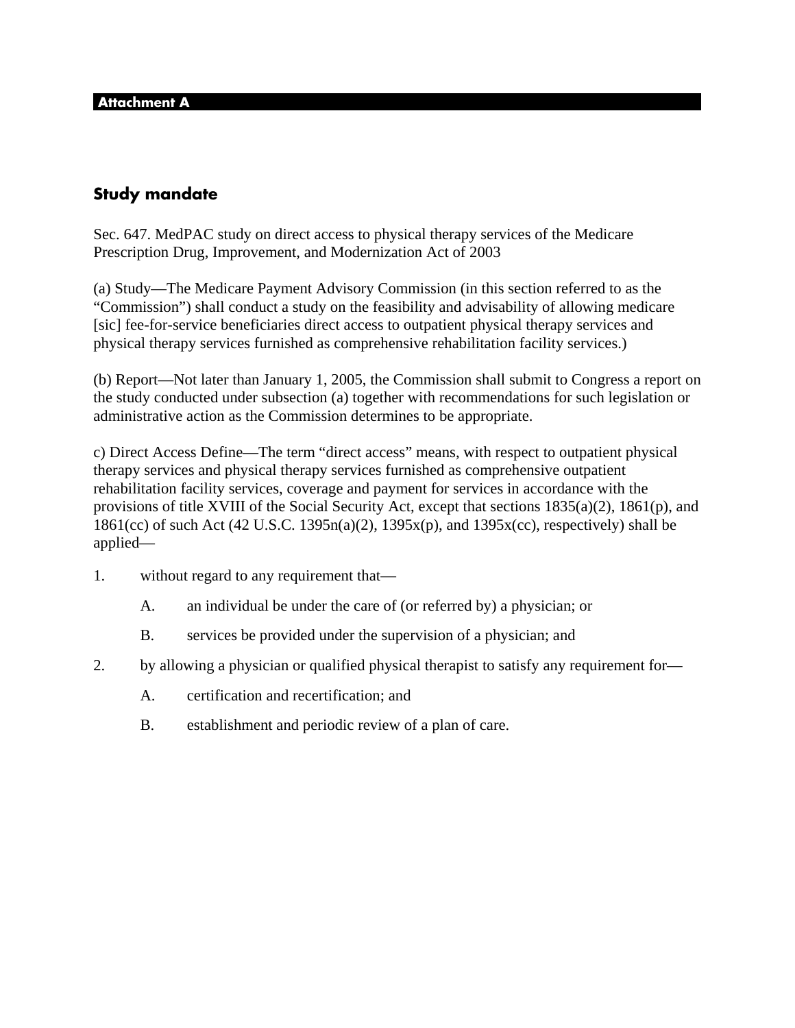**Attachment A**

## Study mandate

Sec. 647. MedPAC study on direct access to physical therapy services of the Medicare Prescription Drug, Improvement, and Modernization Act of 2003

(a) Study—The Medicare Payment Advisory Commission (in this section referred to as the "Commission") shall conduct a study on the feasibility and advisability of allowing medicare [sic] fee-for-service beneficiaries direct access to outpatient physical therapy services and physical therapy services furnished as comprehensive rehabilitation facility services.)

(b) Report—Not later than January 1, 2005, the Commission shall submit to Congress a report on the study conducted under subsection (a) together with recommendations for such legislation or administrative action as the Commission determines to be appropriate.

c) Direct Access Define—The term "direct access" means, with respect to outpatient physical therapy services and physical therapy services furnished as comprehensive outpatient rehabilitation facility services, coverage and payment for services in accordance with the provisions of title XVIII of the Social Security Act, except that sections 1835(a)(2), 1861(p), and 1861(cc) of such Act (42 U.S.C. 1395n(a)(2), 1395x(p), and 1395x(cc), respectively) shall be applied—

1. without regard to any requirement that—
   - A. an individual be under the care of (or referred by) a physician; or
   - B. services be provided under the supervision of a physician; and
2. by allowing a physician or qualified physical therapist to satisfy any requirement for—
   - A. certification and recertification; and
   - B. establishment and periodic review of a plan of care.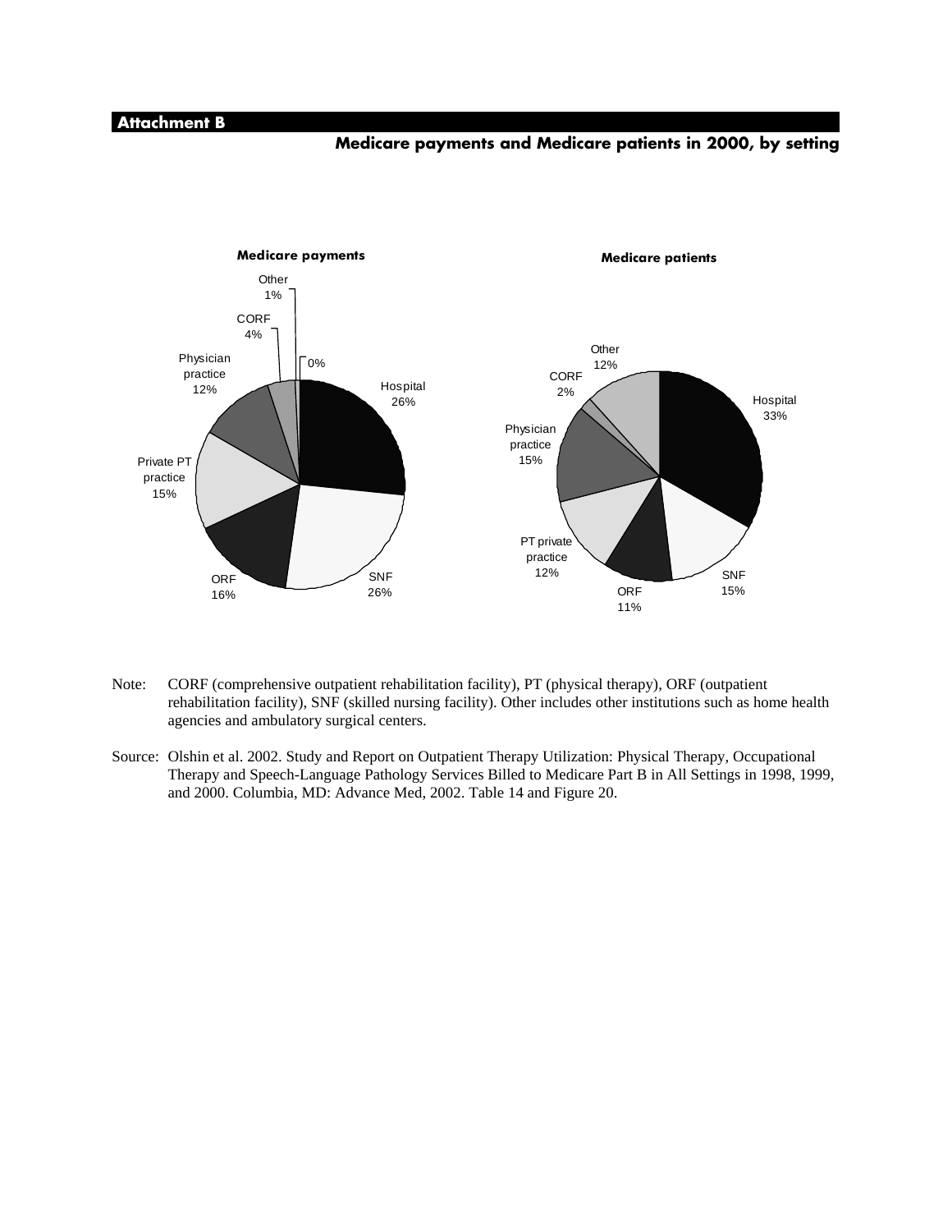**Attachment B**

## Medicare payments and Medicare patients in 2000, by setting

**Medicare payments**

Other
1%

CORF
4%

Physician
practice
12%

0%

Hospital
26%

Private PT
practice
15%

ORF
16%

SNF
26%

**Medicare patients**

Other
12%

CORF
2%

Hospital
33%

Physician
practice
15%

PT private
practice
12%

ORF
11%

SNF
15%

Note: CORF (comprehensive outpatient rehabilitation facility), PT (physical therapy), ORF (outpatient rehabilitation facility), SNF (skilled nursing facility). Other includes other institutions such as home health agencies and ambulatory surgical centers.

Source: Olshin et al. 2002. Study and Report on Outpatient Therapy Utilization: Physical Therapy, Occupational Therapy and Speech-Language Pathology Services Billed to Medicare Part B in All Settings in 1998, 1999, and 2000. Columbia, MD: Advance Med, 2002. Table 14 and Figure 20.